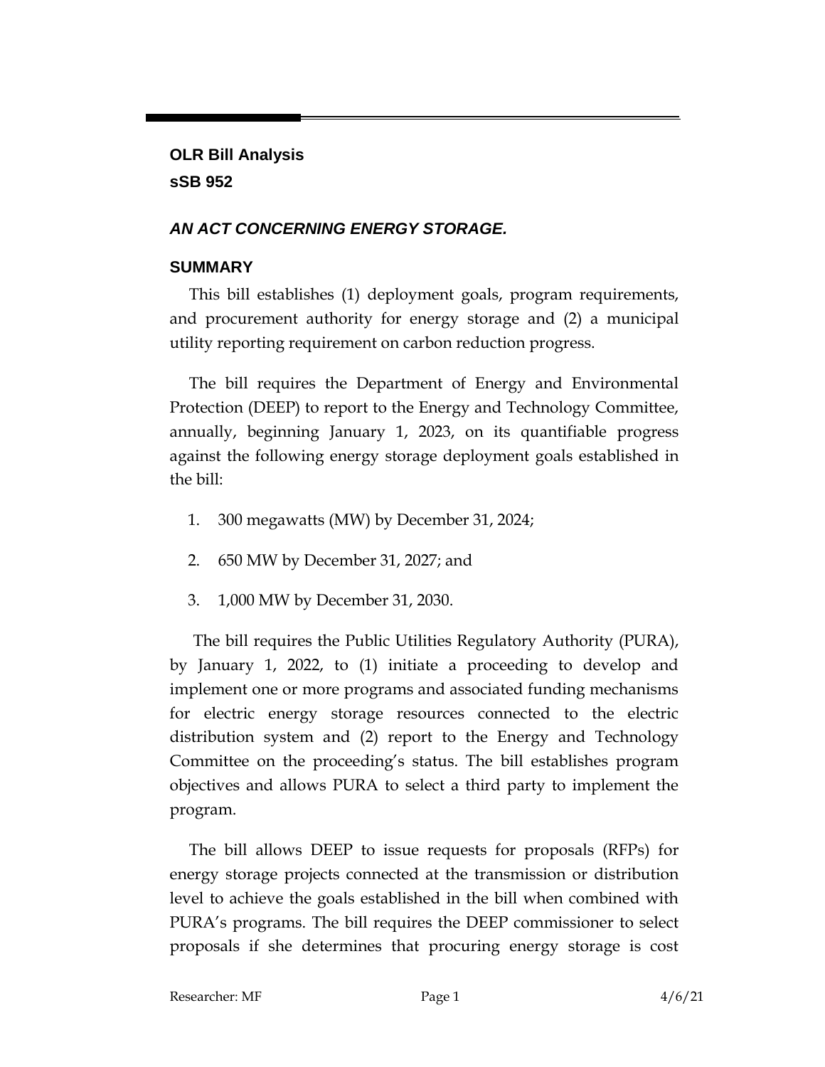**OLR Bill Analysis**
**sSB 952**

***AN ACT CONCERNING ENERGY STORAGE.***

## SUMMARY

This bill establishes (1) deployment goals, program requirements, and procurement authority for energy storage and (2) a municipal utility reporting requirement on carbon reduction progress.

The bill requires the Department of Energy and Environmental Protection (DEEP) to report to the Energy and Technology Committee, annually, beginning January 1, 2023, on its quantifiable progress against the following energy storage deployment goals established in the bill:

1. 300 megawatts (MW) by December 31, 2024;
2. 650 MW by December 31, 2027; and
3. 1,000 MW by December 31, 2030.

The bill requires the Public Utilities Regulatory Authority (PURA), by January 1, 2022, to (1) initiate a proceeding to develop and implement one or more programs and associated funding mechanisms for electric energy storage resources connected to the electric distribution system and (2) report to the Energy and Technology Committee on the proceeding's status. The bill establishes program objectives and allows PURA to select a third party to implement the program.

The bill allows DEEP to issue requests for proposals (RFPs) for energy storage projects connected at the transmission or distribution level to achieve the goals established in the bill when combined with PURA's programs. The bill requires the DEEP commissioner to select proposals if she determines that procuring energy storage is cost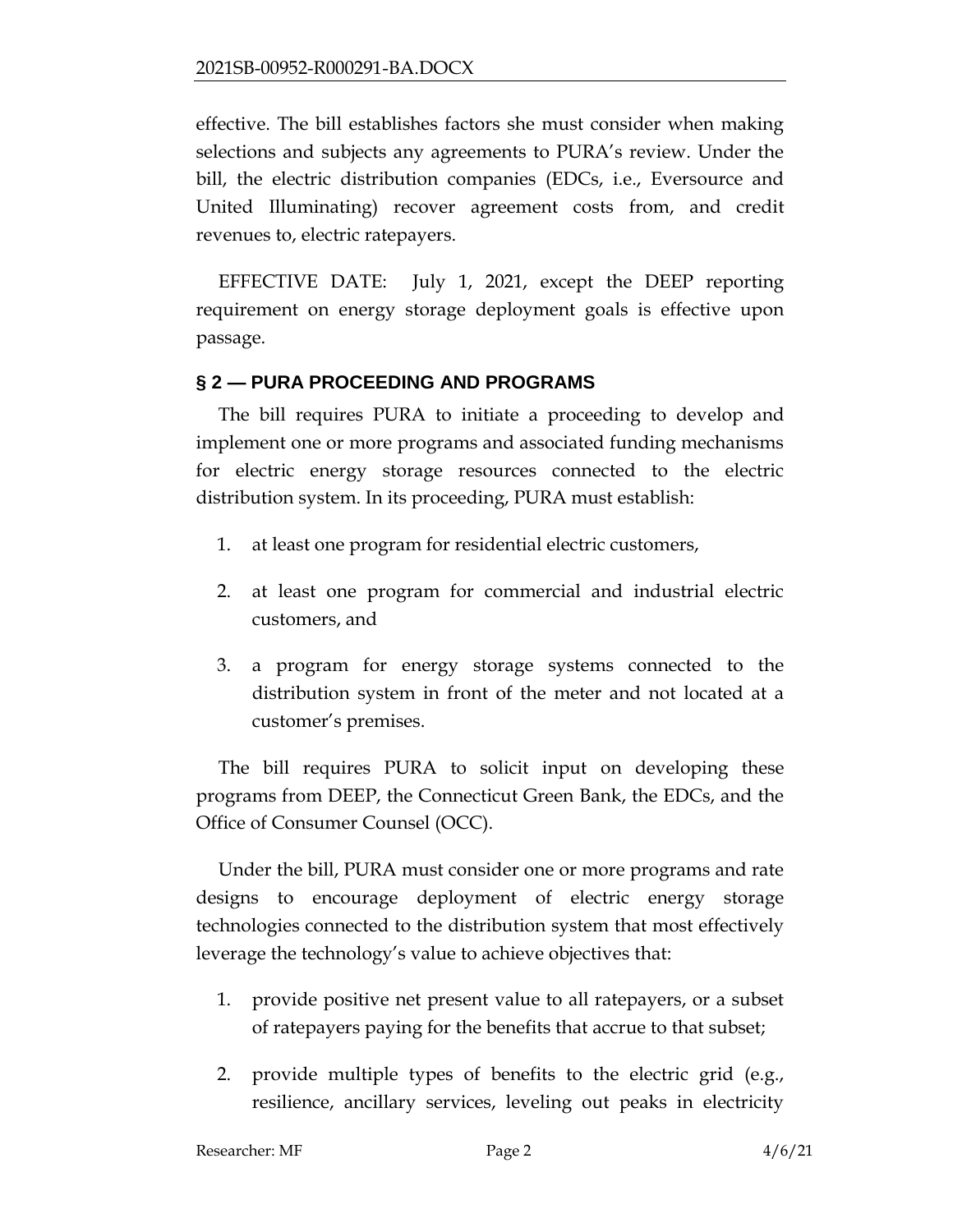effective. The bill establishes factors she must consider when making selections and subjects any agreements to PURA's review. Under the bill, the electric distribution companies (EDCs, i.e., Eversource and United Illuminating) recover agreement costs from, and credit revenues to, electric ratepayers.

EFFECTIVE DATE: July 1, 2021, except the DEEP reporting requirement on energy storage deployment goals is effective upon passage.

## § 2 — PURA PROCEEDING AND PROGRAMS

The bill requires PURA to initiate a proceeding to develop and implement one or more programs and associated funding mechanisms for electric energy storage resources connected to the electric distribution system. In its proceeding, PURA must establish:

1. at least one program for residential electric customers,
2. at least one program for commercial and industrial electric customers, and
3. a program for energy storage systems connected to the distribution system in front of the meter and not located at a customer's premises.

The bill requires PURA to solicit input on developing these programs from DEEP, the Connecticut Green Bank, the EDCs, and the Office of Consumer Counsel (OCC).

Under the bill, PURA must consider one or more programs and rate designs to encourage deployment of electric energy storage technologies connected to the distribution system that most effectively leverage the technology's value to achieve objectives that:

1. provide positive net present value to all ratepayers, or a subset of ratepayers paying for the benefits that accrue to that subset;
2. provide multiple types of benefits to the electric grid (e.g., resilience, ancillary services, leveling out peaks in electricity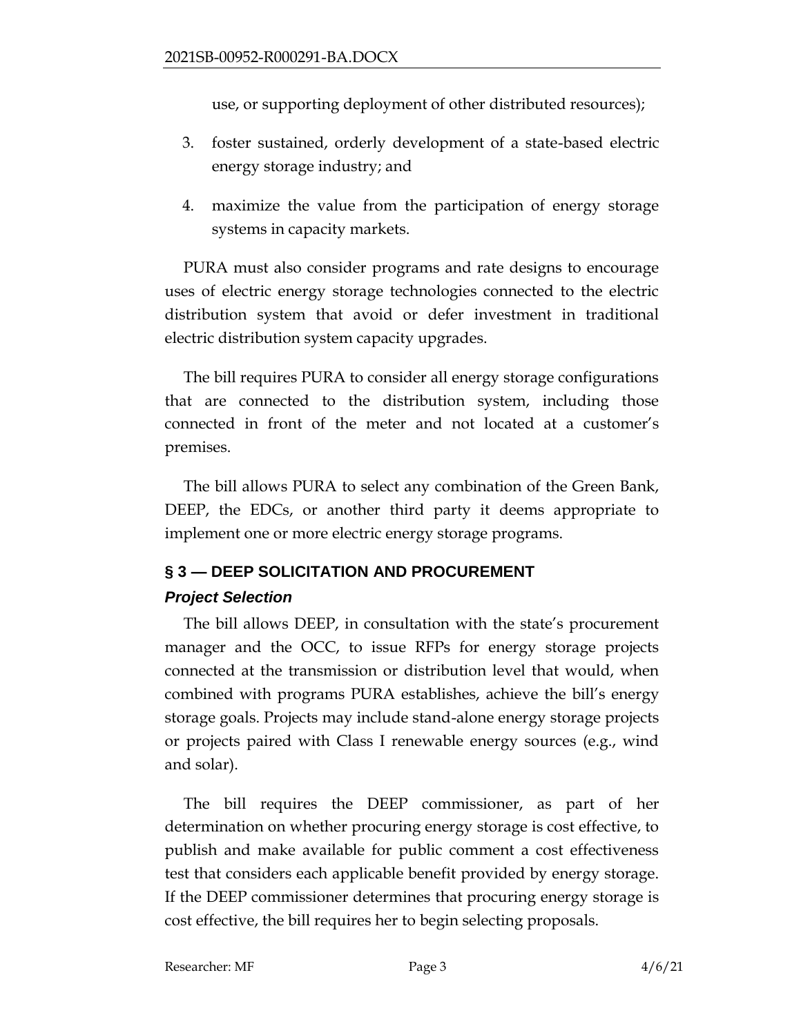use, or supporting deployment of other distributed resources);

3. foster sustained, orderly development of a state-based electric energy storage industry; and
4. maximize the value from the participation of energy storage systems in capacity markets.

PURA must also consider programs and rate designs to encourage uses of electric energy storage technologies connected to the electric distribution system that avoid or defer investment in traditional electric distribution system capacity upgrades.

The bill requires PURA to consider all energy storage configurations that are connected to the distribution system, including those connected in front of the meter and not located at a customer's premises.

The bill allows PURA to select any combination of the Green Bank, DEEP, the EDCs, or another third party it deems appropriate to implement one or more electric energy storage programs.

## § 3 — DEEP SOLICITATION AND PROCUREMENT

### *Project Selection*

The bill allows DEEP, in consultation with the state's procurement manager and the OCC, to issue RFPs for energy storage projects connected at the transmission or distribution level that would, when combined with programs PURA establishes, achieve the bill's energy storage goals. Projects may include stand-alone energy storage projects or projects paired with Class I renewable energy sources (e.g., wind and solar).

The bill requires the DEEP commissioner, as part of her determination on whether procuring energy storage is cost effective, to publish and make available for public comment a cost effectiveness test that considers each applicable benefit provided by energy storage. If the DEEP commissioner determines that procuring energy storage is cost effective, the bill requires her to begin selecting proposals.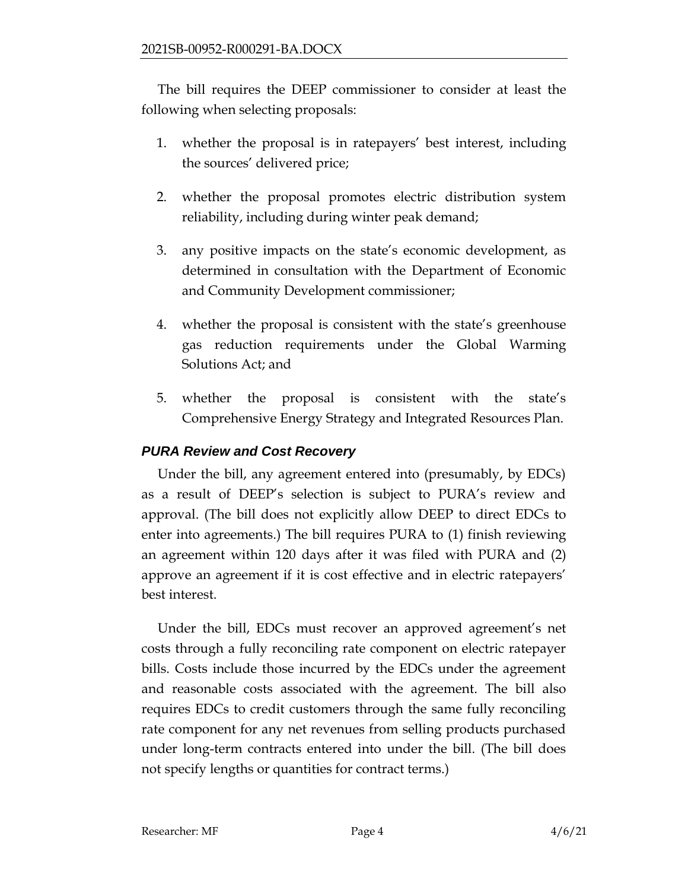The bill requires the DEEP commissioner to consider at least the following when selecting proposals:

1. whether the proposal is in ratepayers' best interest, including the sources' delivered price;
2. whether the proposal promotes electric distribution system reliability, including during winter peak demand;
3. any positive impacts on the state's economic development, as determined in consultation with the Department of Economic and Community Development commissioner;
4. whether the proposal is consistent with the state's greenhouse gas reduction requirements under the Global Warming Solutions Act; and
5. whether the proposal is consistent with the state's Comprehensive Energy Strategy and Integrated Resources Plan.

### *PURA Review and Cost Recovery*

Under the bill, any agreement entered into (presumably, by EDCs) as a result of DEEP's selection is subject to PURA's review and approval. (The bill does not explicitly allow DEEP to direct EDCs to enter into agreements.) The bill requires PURA to (1) finish reviewing an agreement within 120 days after it was filed with PURA and (2) approve an agreement if it is cost effective and in electric ratepayers' best interest.

Under the bill, EDCs must recover an approved agreement's net costs through a fully reconciling rate component on electric ratepayer bills. Costs include those incurred by the EDCs under the agreement and reasonable costs associated with the agreement. The bill also requires EDCs to credit customers through the same fully reconciling rate component for any net revenues from selling products purchased under long-term contracts entered into under the bill. (The bill does not specify lengths or quantities for contract terms.)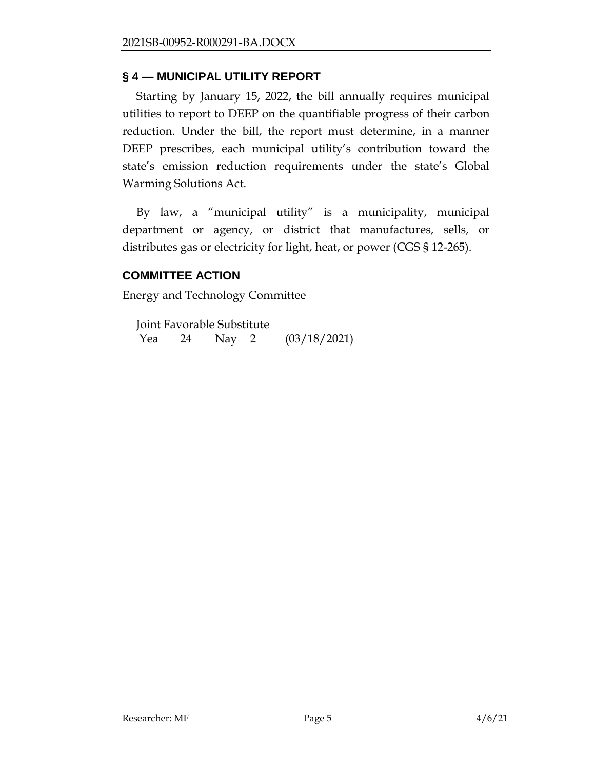## § 4 — MUNICIPAL UTILITY REPORT

Starting by January 15, 2022, the bill annually requires municipal utilities to report to DEEP on the quantifiable progress of their carbon reduction. Under the bill, the report must determine, in a manner DEEP prescribes, each municipal utility's contribution toward the state's emission reduction requirements under the state's Global Warming Solutions Act.

By law, a "municipal utility" is a municipality, municipal department or agency, or district that manufactures, sells, or distributes gas or electricity for light, heat, or power (CGS § 12-265).

## COMMITTEE ACTION

Energy and Technology Committee

Joint Favorable Substitute
Yea 24 Nay 2 (03/18/2021)